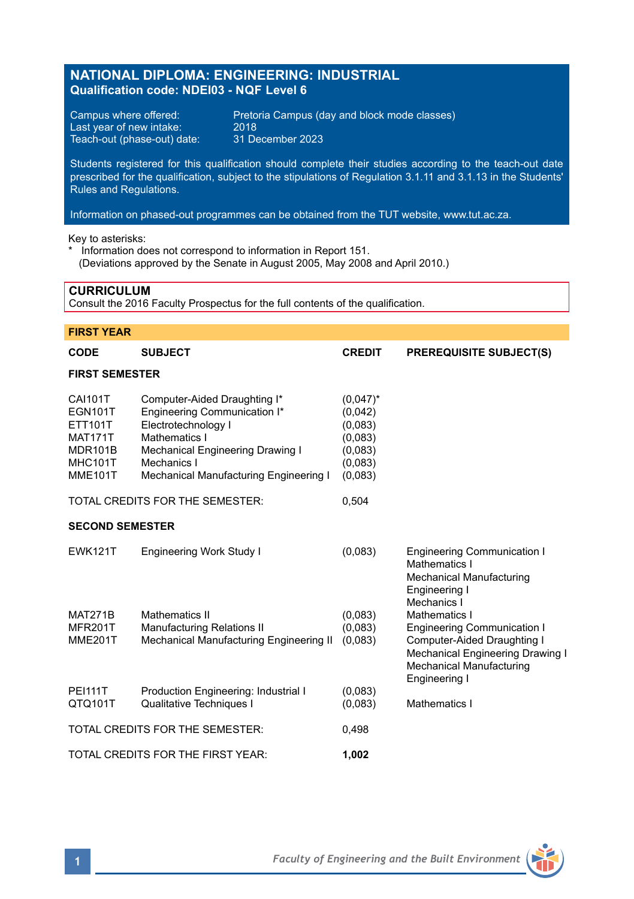# NATIONAL DIPLOMA: ENGINEERING: INDUSTRIAL

**Qualification code: NDEI03 - NQF Level 6**

Campus where offered: Pretoria Campus (day and block mode classes)
Last year of new intake: 2018
Teach-out (phase-out) date: 31 December 2023

Students registered for this qualification should complete their studies according to the teach-out date prescribed for the qualification, subject to the stipulations of Regulation 3.1.11 and 3.1.13 in the Students' Rules and Regulations.

Information on phased-out programmes can be obtained from the TUT website, www.tut.ac.za.

Key to asterisks:
\* Information does not correspond to information in Report 151.
(Deviations approved by the Senate in August 2005, May 2008 and April 2010.)

## CURRICULUM

Consult the 2016 Faculty Prospectus for the full contents of the qualification.

## FIRST YEAR

| CODE | SUBJECT | CREDIT | PREREQUISITE SUBJECT(S) |
|---|---|---|---|
| **FIRST SEMESTER** | | | |
| CAI101T | Computer-Aided Draughting I* | (0,047)* | |
| EGN101T | Engineering Communication I* | (0,042) | |
| ETT101T | Electrotechnology I | (0,083) | |
| MAT171T | Mathematics I | (0,083) | |
| MDR101B | Mechanical Engineering Drawing I | (0,083) | |
| MHC101T | Mechanics I | (0,083) | |
| MME101T | Mechanical Manufacturing Engineering I | (0,083) | |
| TOTAL CREDITS FOR THE SEMESTER: | | 0,504 | |
| **SECOND SEMESTER** | | | |
| EWK121T | Engineering Work Study I | (0,083) | Engineering Communication I<br>Mathematics I<br>Mechanical Manufacturing Engineering I<br>Mechanics I |
| MAT271B | Mathematics II | (0,083) | Mathematics I |
| MFR201T | Manufacturing Relations II | (0,083) | Engineering Communication I |
| MME201T | Mechanical Manufacturing Engineering II | (0,083) | Computer-Aided Draughting I<br>Mechanical Engineering Drawing I<br>Mechanical Manufacturing Engineering I |
| PEI111T | Production Engineering: Industrial I | (0,083) | |
| QTQ101T | Qualitative Techniques I | (0,083) | Mathematics I |
| TOTAL CREDITS FOR THE SEMESTER: | | 0,498 | |
| TOTAL CREDITS FOR THE FIRST YEAR: | | **1,002** | |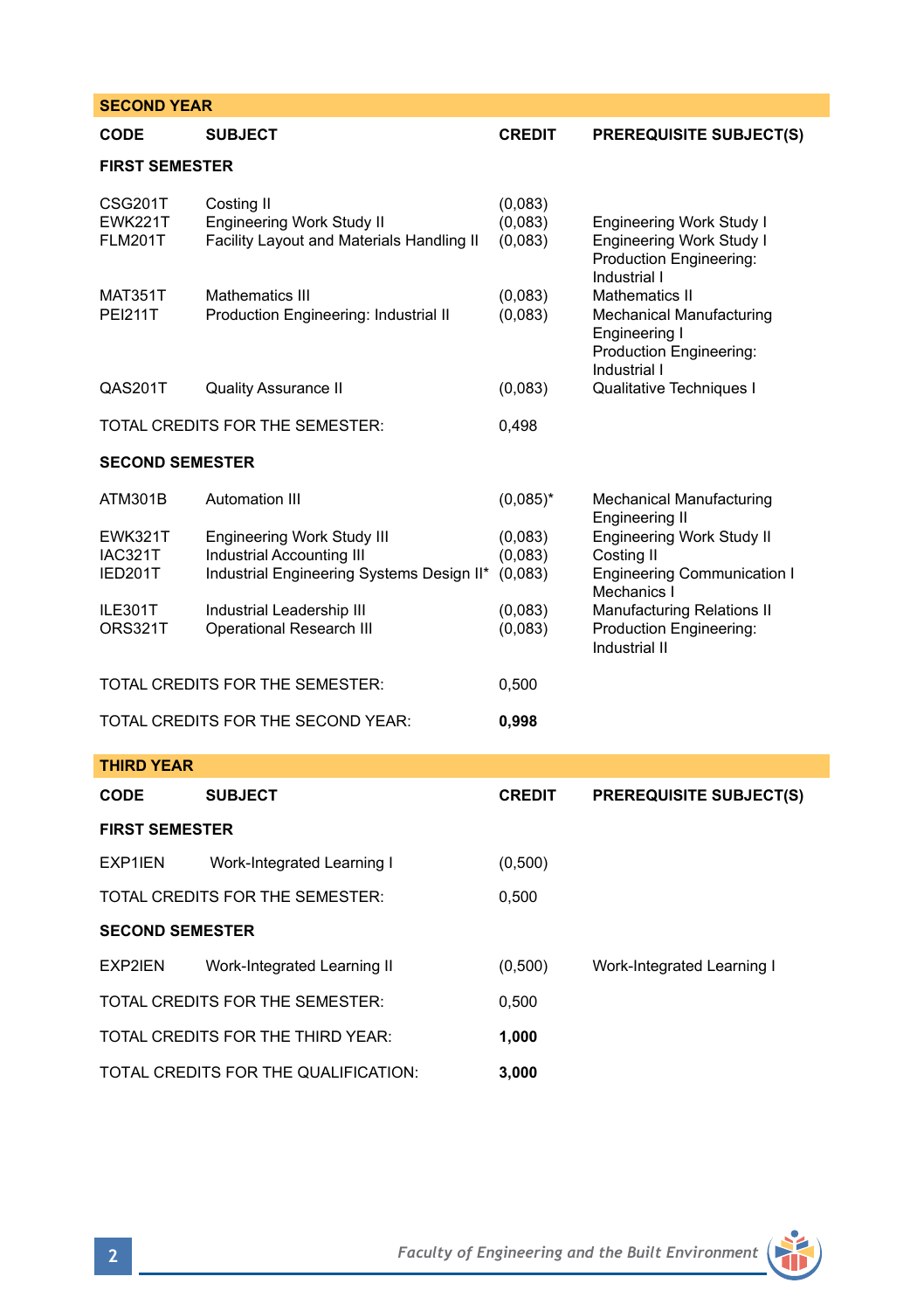## SECOND YEAR

| CODE | SUBJECT | CREDIT | PREREQUISITE SUBJECT(S) |
|---|---|---|---|
| **FIRST SEMESTER** | | | |
| CSG201T | Costing II | (0,083) | |
| EWK221T | Engineering Work Study II | (0,083) | Engineering Work Study I |
| FLM201T | Facility Layout and Materials Handling II | (0,083) | Engineering Work Study I<br>Production Engineering: Industrial I |
| MAT351T | Mathematics III | (0,083) | Mathematics II |
| PEI211T | Production Engineering: Industrial II | (0,083) | Mechanical Manufacturing Engineering I<br>Production Engineering: Industrial I |
| QAS201T | Quality Assurance II | (0,083) | Qualitative Techniques I |
| TOTAL CREDITS FOR THE SEMESTER: | | 0,498 | |
| **SECOND SEMESTER** | | | |
| ATM301B | Automation III | (0,085)* | Mechanical Manufacturing Engineering II |
| EWK321T | Engineering Work Study III | (0,083) | Engineering Work Study II |
| IAC321T | Industrial Accounting III | (0,083) | Costing II |
| IED201T | Industrial Engineering Systems Design II* | (0,083) | Engineering Communication I<br>Mechanics I |
| ILE301T | Industrial Leadership III | (0,083) | Manufacturing Relations II |
| ORS321T | Operational Research III | (0,083) | Production Engineering: Industrial II |
| TOTAL CREDITS FOR THE SEMESTER: | | 0,500 | |
| TOTAL CREDITS FOR THE SECOND YEAR: | | **0,998** | |

## THIRD YEAR

| CODE | SUBJECT | CREDIT | PREREQUISITE SUBJECT(S) |
|---|---|---|---|
| **FIRST SEMESTER** | | | |
| EXP1IEN | Work-Integrated Learning I | (0,500) | |
| TOTAL CREDITS FOR THE SEMESTER: | | 0,500 | |
| **SECOND SEMESTER** | | | |
| EXP2IEN | Work-Integrated Learning II | (0,500) | Work-Integrated Learning I |
| TOTAL CREDITS FOR THE SEMESTER: | | 0,500 | |
| TOTAL CREDITS FOR THE THIRD YEAR: | | **1,000** | |
| TOTAL CREDITS FOR THE QUALIFICATION: | | **3,000** | |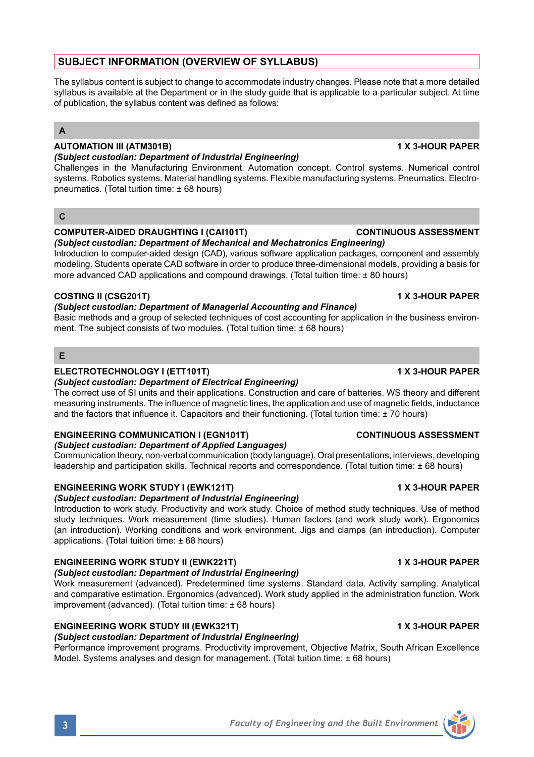## SUBJECT INFORMATION (OVERVIEW OF SYLLABUS)

The syllabus content is subject to change to accommodate industry changes. Please note that a more detailed syllabus is available at the Department or in the study guide that is applicable to a particular subject. At time of publication, the syllabus content was defined as follows:

### A

**AUTOMATION III (ATM301B)** — **1 X 3-HOUR PAPER**

***(Subject custodian: Department of Industrial Engineering)***

Challenges in the Manufacturing Environment. Automation concept. Control systems. Numerical control systems. Robotics systems. Material handling systems. Flexible manufacturing systems. Pneumatics. Electro-pneumatics. (Total tuition time: ± 68 hours)

### C

**COMPUTER-AIDED DRAUGHTING I (CAI101T)** — **CONTINUOUS ASSESSMENT**

***(Subject custodian: Department of Mechanical and Mechatronics Engineering)***

Introduction to computer-aided design (CAD), various software application packages, component and assembly modeling. Students operate CAD software in order to produce three-dimensional models, providing a basis for more advanced CAD applications and compound drawings. (Total tuition time: ± 80 hours)

**COSTING II (CSG201T)** — **1 X 3-HOUR PAPER**

***(Subject custodian: Department of Managerial Accounting and Finance)***

Basic methods and a group of selected techniques of cost accounting for application in the business environment. The subject consists of two modules. (Total tuition time: ± 68 hours)

### E

**ELECTROTECHNOLOGY I (ETT101T)** — **1 X 3-HOUR PAPER**

***(Subject custodian: Department of Electrical Engineering)***

The correct use of SI units and their applications. Construction and care of batteries. WS theory and different measuring instruments. The influence of magnetic lines, the application and use of magnetic fields, inductance and the factors that influence it. Capacitors and their functioning. (Total tuition time: ± 70 hours)

**ENGINEERING COMMUNICATION I (EGN101T)** — **CONTINUOUS ASSESSMENT**

***(Subject custodian: Department of Applied Languages)***

Communication theory, non-verbal communication (body language). Oral presentations, interviews, developing leadership and participation skills. Technical reports and correspondence. (Total tuition time: ± 68 hours)

**ENGINEERING WORK STUDY I (EWK121T)** — **1 X 3-HOUR PAPER**

***(Subject custodian: Department of Industrial Engineering)***

Introduction to work study. Productivity and work study. Choice of method study techniques. Use of method study techniques. Work measurement (time studies). Human factors (and work study work). Ergonomics (an introduction). Working conditions and work environment. Jigs and clamps (an introduction). Computer applications. (Total tuition time: ± 68 hours)

**ENGINEERING WORK STUDY II (EWK221T)** — **1 X 3-HOUR PAPER**

***(Subject custodian: Department of Industrial Engineering)***

Work measurement (advanced). Predetermined time systems. Standard data. Activity sampling. Analytical and comparative estimation. Ergonomics (advanced). Work study applied in the administration function. Work improvement (advanced). (Total tuition time: ± 68 hours)

**ENGINEERING WORK STUDY III (EWK321T)** — **1 X 3-HOUR PAPER**

***(Subject custodian: Department of Industrial Engineering)***

Performance improvement programs. Productivity improvement, Objective Matrix, South African Excellence Model. Systems analyses and design for management. (Total tuition time: ± 68 hours)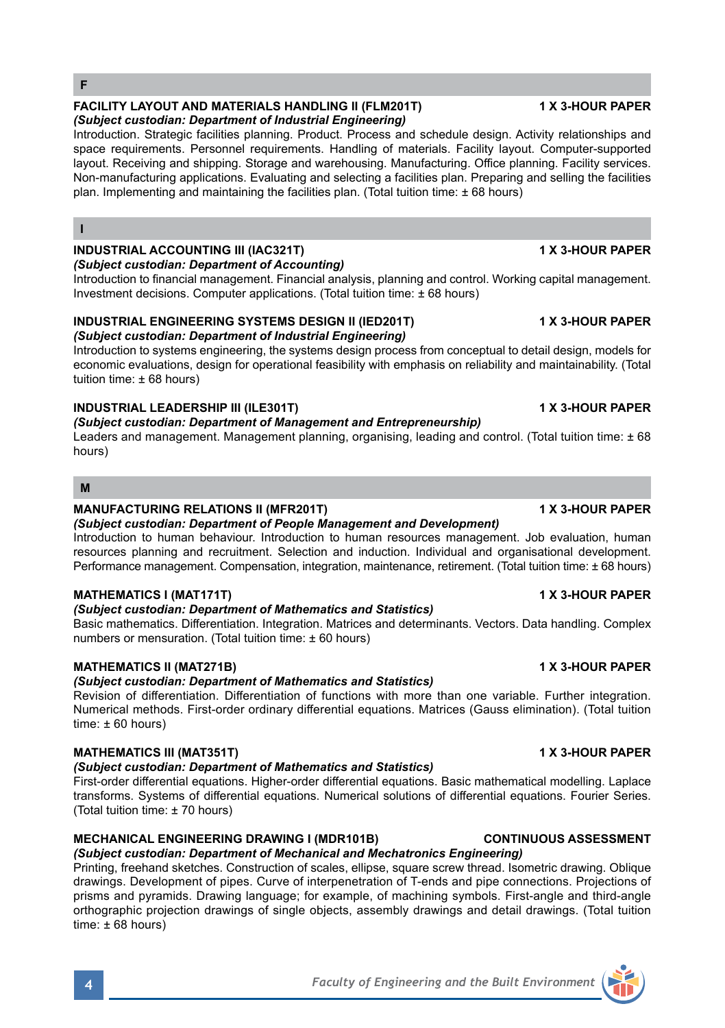## F

**FACILITY LAYOUT AND MATERIALS HANDLING II (FLM201T)** **1 X 3-HOUR PAPER**
***(Subject custodian: Department of Industrial Engineering)***
Introduction. Strategic facilities planning. Product. Process and schedule design. Activity relationships and space requirements. Personnel requirements. Handling of materials. Facility layout. Computer-supported layout. Receiving and shipping. Storage and warehousing. Manufacturing. Office planning. Facility services. Non-manufacturing applications. Evaluating and selecting a facilities plan. Preparing and selling the facilities plan. Implementing and maintaining the facilities plan. (Total tuition time: ± 68 hours)

## I

**INDUSTRIAL ACCOUNTING III (IAC321T)** **1 X 3-HOUR PAPER**
***(Subject custodian: Department of Accounting)***
Introduction to financial management. Financial analysis, planning and control. Working capital management. Investment decisions. Computer applications. (Total tuition time: ± 68 hours)

**INDUSTRIAL ENGINEERING SYSTEMS DESIGN II (IED201T)** **1 X 3-HOUR PAPER**
***(Subject custodian: Department of Industrial Engineering)***
Introduction to systems engineering, the systems design process from conceptual to detail design, models for economic evaluations, design for operational feasibility with emphasis on reliability and maintainability. (Total tuition time: ± 68 hours)

**INDUSTRIAL LEADERSHIP III (ILE301T)** **1 X 3-HOUR PAPER**
***(Subject custodian: Department of Management and Entrepreneurship)***
Leaders and management. Management planning, organising, leading and control. (Total tuition time: ± 68 hours)

## M

**MANUFACTURING RELATIONS II (MFR201T)** **1 X 3-HOUR PAPER**
***(Subject custodian: Department of People Management and Development)***
Introduction to human behaviour. Introduction to human resources management. Job evaluation, human resources planning and recruitment. Selection and induction. Individual and organisational development. Performance management. Compensation, integration, maintenance, retirement. (Total tuition time: ± 68 hours)

**MATHEMATICS I (MAT171T)** **1 X 3-HOUR PAPER**
***(Subject custodian: Department of Mathematics and Statistics)***
Basic mathematics. Differentiation. Integration. Matrices and determinants. Vectors. Data handling. Complex numbers or mensuration. (Total tuition time: ± 60 hours)

**MATHEMATICS II (MAT271B)** **1 X 3-HOUR PAPER**
***(Subject custodian: Department of Mathematics and Statistics)***
Revision of differentiation. Differentiation of functions with more than one variable. Further integration. Numerical methods. First-order ordinary differential equations. Matrices (Gauss elimination). (Total tuition time: ± 60 hours)

**MATHEMATICS III (MAT351T)** **1 X 3-HOUR PAPER**
***(Subject custodian: Department of Mathematics and Statistics)***
First-order differential equations. Higher-order differential equations. Basic mathematical modelling. Laplace transforms. Systems of differential equations. Numerical solutions of differential equations. Fourier Series. (Total tuition time: ± 70 hours)

**MECHANICAL ENGINEERING DRAWING I (MDR101B)** **CONTINUOUS ASSESSMENT**
***(Subject custodian: Department of Mechanical and Mechatronics Engineering)***
Printing, freehand sketches. Construction of scales, ellipse, square screw thread. Isometric drawing. Oblique drawings. Development of pipes. Curve of interpenetration of T-ends and pipe connections. Projections of prisms and pyramids. Drawing language; for example, of machining symbols. First-angle and third-angle orthographic projection drawings of single objects, assembly drawings and detail drawings. (Total tuition time: ± 68 hours)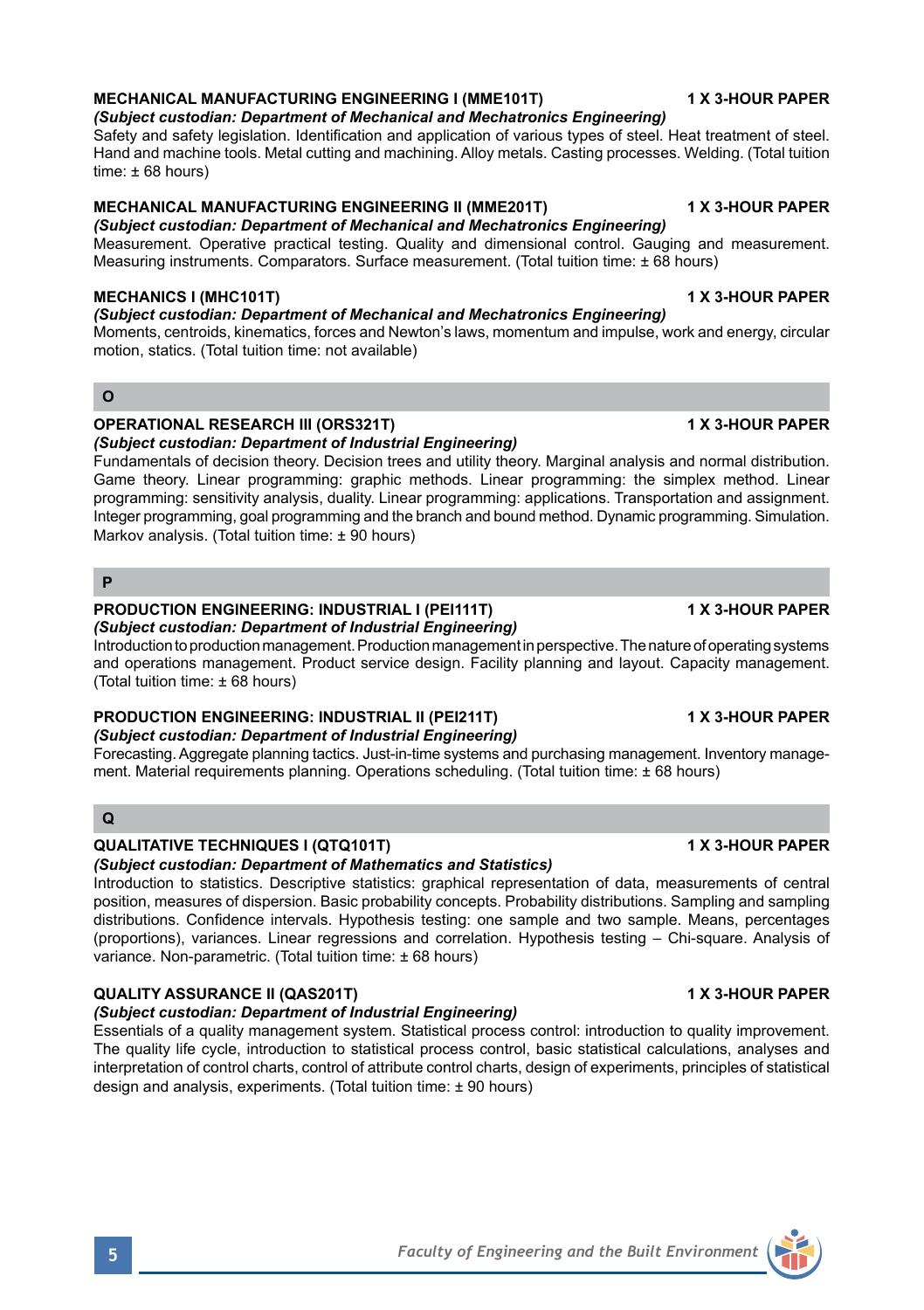**MECHANICAL MANUFACTURING ENGINEERING I (MME101T)** **1 X 3-HOUR PAPER**

*(Subject custodian: Department of Mechanical and Mechatronics Engineering)*

Safety and safety legislation. Identification and application of various types of steel. Heat treatment of steel. Hand and machine tools. Metal cutting and machining. Alloy metals. Casting processes. Welding. (Total tuition time: ± 68 hours)

**MECHANICAL MANUFACTURING ENGINEERING II (MME201T)** **1 X 3-HOUR PAPER**

*(Subject custodian: Department of Mechanical and Mechatronics Engineering)*

Measurement. Operative practical testing. Quality and dimensional control. Gauging and measurement. Measuring instruments. Comparators. Surface measurement. (Total tuition time: ± 68 hours)

**MECHANICS I (MHC101T)** **1 X 3-HOUR PAPER**

*(Subject custodian: Department of Mechanical and Mechatronics Engineering)*

Moments, centroids, kinematics, forces and Newton's laws, momentum and impulse, work and energy, circular motion, statics. (Total tuition time: not available)

## O

**OPERATIONAL RESEARCH III (ORS321T)** **1 X 3-HOUR PAPER**

*(Subject custodian: Department of Industrial Engineering)*

Fundamentals of decision theory. Decision trees and utility theory. Marginal analysis and normal distribution. Game theory. Linear programming: graphic methods. Linear programming: the simplex method. Linear programming: sensitivity analysis, duality. Linear programming: applications. Transportation and assignment. Integer programming, goal programming and the branch and bound method. Dynamic programming. Simulation. Markov analysis. (Total tuition time: ± 90 hours)

## P

**PRODUCTION ENGINEERING: INDUSTRIAL I (PEI111T)** **1 X 3-HOUR PAPER**

*(Subject custodian: Department of Industrial Engineering)*

Introduction to production management. Production management in perspective. The nature of operating systems and operations management. Product service design. Facility planning and layout. Capacity management. (Total tuition time: ± 68 hours)

**PRODUCTION ENGINEERING: INDUSTRIAL II (PEI211T)** **1 X 3-HOUR PAPER**

*(Subject custodian: Department of Industrial Engineering)*

Forecasting. Aggregate planning tactics. Just-in-time systems and purchasing management. Inventory management. Material requirements planning. Operations scheduling. (Total tuition time: ± 68 hours)

## Q

**QUALITATIVE TECHNIQUES I (QTQ101T)** **1 X 3-HOUR PAPER**

*(Subject custodian: Department of Mathematics and Statistics)*

Introduction to statistics. Descriptive statistics: graphical representation of data, measurements of central position, measures of dispersion. Basic probability concepts. Probability distributions. Sampling and sampling distributions. Confidence intervals. Hypothesis testing: one sample and two sample. Means, percentages (proportions), variances. Linear regressions and correlation. Hypothesis testing – Chi-square. Analysis of variance. Non-parametric. (Total tuition time: ± 68 hours)

**QUALITY ASSURANCE II (QAS201T)** **1 X 3-HOUR PAPER**

*(Subject custodian: Department of Industrial Engineering)*

Essentials of a quality management system. Statistical process control: introduction to quality improvement. The quality life cycle, introduction to statistical process control, basic statistical calculations, analyses and interpretation of control charts, control of attribute control charts, design of experiments, principles of statistical design and analysis, experiments. (Total tuition time: ± 90 hours)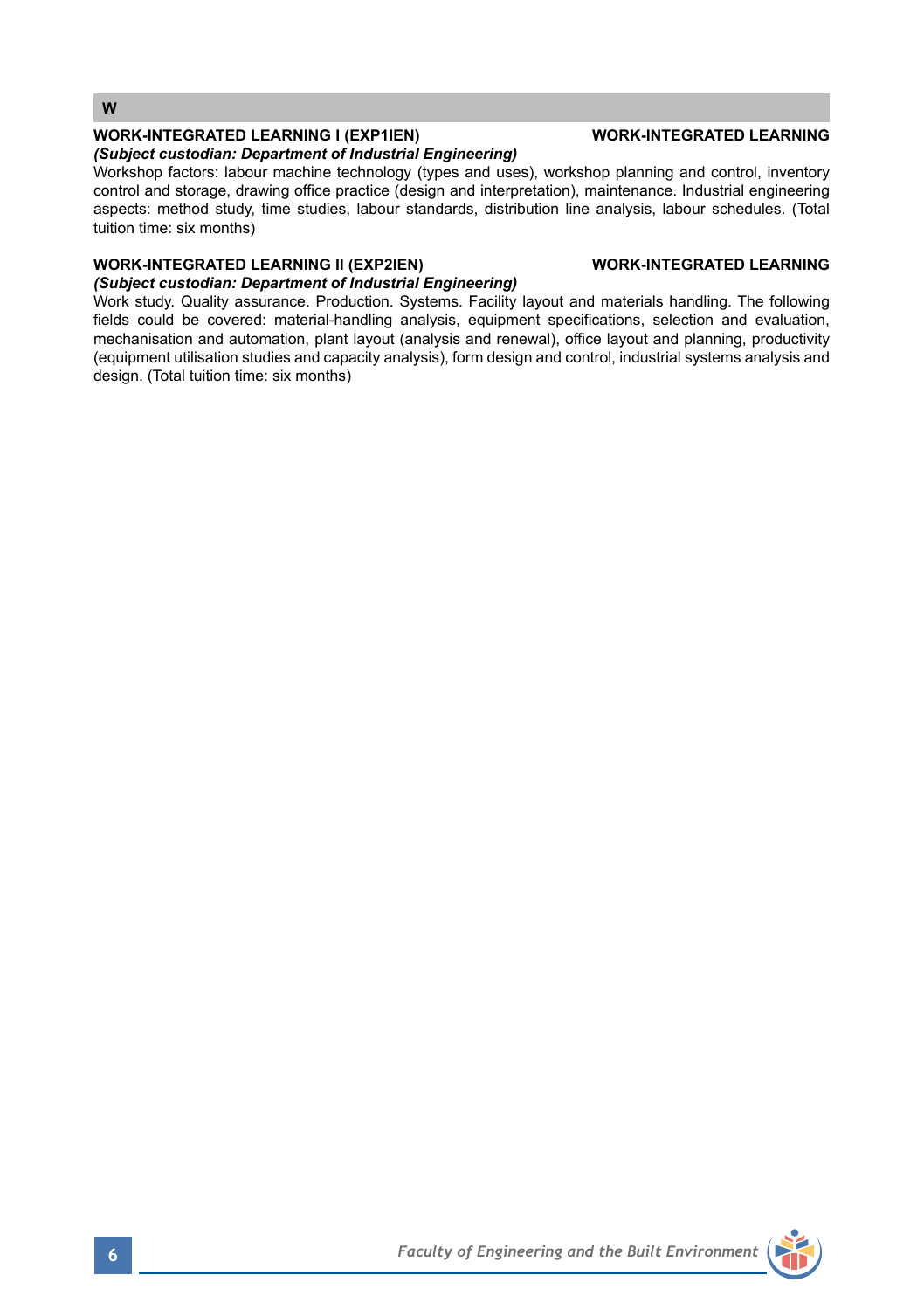## W

**WORK-INTEGRATED LEARNING I (EXP1IEN)** **WORK-INTEGRATED LEARNING**

***(Subject custodian: Department of Industrial Engineering)***

Workshop factors: labour machine technology (types and uses), workshop planning and control, inventory control and storage, drawing office practice (design and interpretation), maintenance. Industrial engineering aspects: method study, time studies, labour standards, distribution line analysis, labour schedules. (Total tuition time: six months)

**WORK-INTEGRATED LEARNING II (EXP2IEN)** **WORK-INTEGRATED LEARNING**

***(Subject custodian: Department of Industrial Engineering)***

Work study. Quality assurance. Production. Systems. Facility layout and materials handling. The following fields could be covered: material-handling analysis, equipment specifications, selection and evaluation, mechanisation and automation, plant layout (analysis and renewal), office layout and planning, productivity (equipment utilisation studies and capacity analysis), form design and control, industrial systems analysis and design. (Total tuition time: six months)